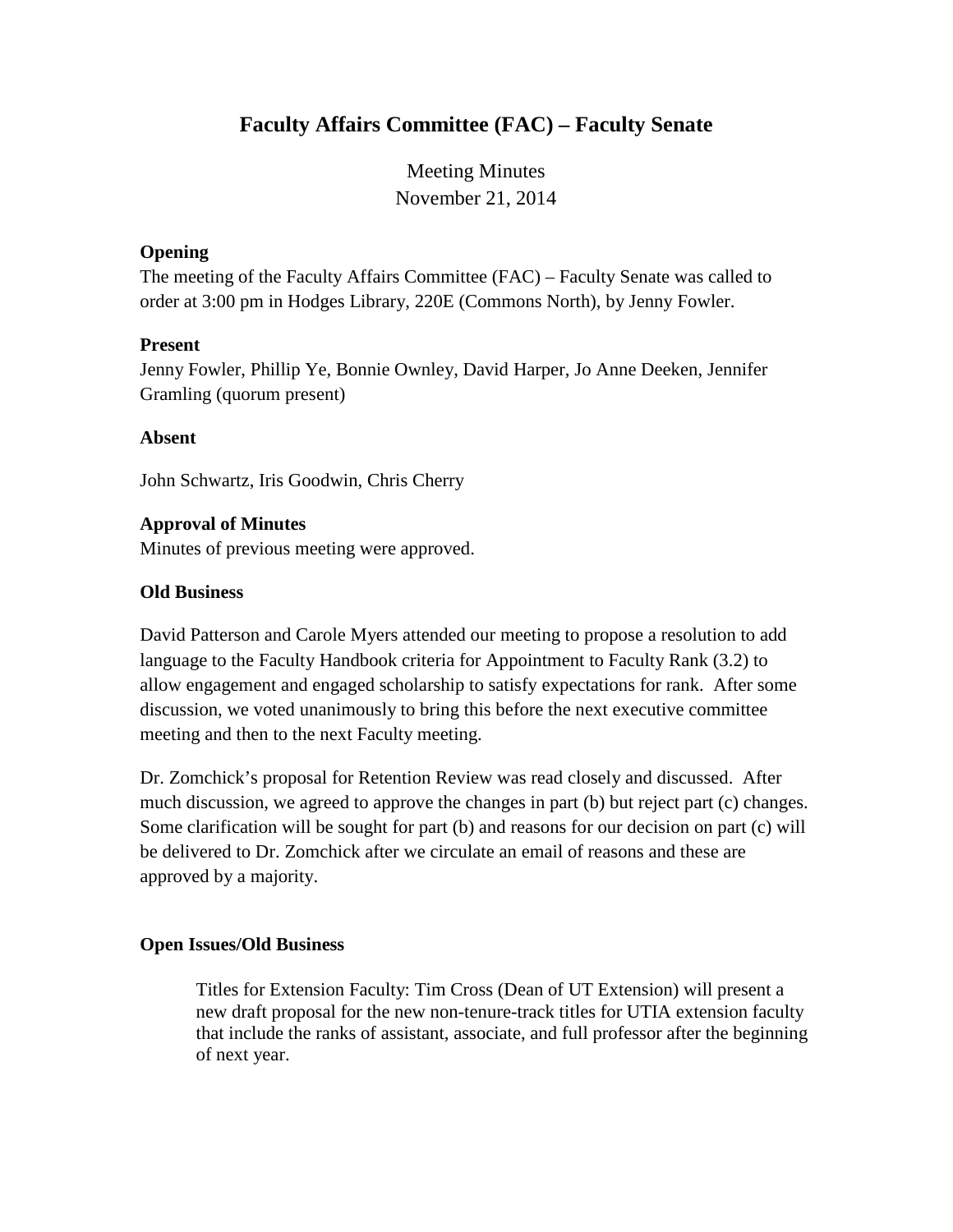# Faculty Affairs Committee (FAC) – Faculty Senate

Meeting Minutes
November 21, 2014

**Opening**
The meeting of the Faculty Affairs Committee (FAC) – Faculty Senate was called to order at 3:00 pm in Hodges Library, 220E (Commons North), by Jenny Fowler.

**Present**
Jenny Fowler, Phillip Ye, Bonnie Ownley, David Harper, Jo Anne Deeken, Jennifer Gramling (quorum present)

**Absent**

John Schwartz, Iris Goodwin, Chris Cherry

**Approval of Minutes**
Minutes of previous meeting were approved.

**Old Business**

David Patterson and Carole Myers attended our meeting to propose a resolution to add language to the Faculty Handbook criteria for Appointment to Faculty Rank (3.2) to allow engagement and engaged scholarship to satisfy expectations for rank. After some discussion, we voted unanimously to bring this before the next executive committee meeting and then to the next Faculty meeting.

Dr. Zomchick's proposal for Retention Review was read closely and discussed. After much discussion, we agreed to approve the changes in part (b) but reject part (c) changes. Some clarification will be sought for part (b) and reasons for our decision on part (c) will be delivered to Dr. Zomchick after we circulate an email of reasons and these are approved by a majority.

**Open Issues/Old Business**

> Titles for Extension Faculty: Tim Cross (Dean of UT Extension) will present a new draft proposal for the new non-tenure-track titles for UTIA extension faculty that include the ranks of assistant, associate, and full professor after the beginning of next year.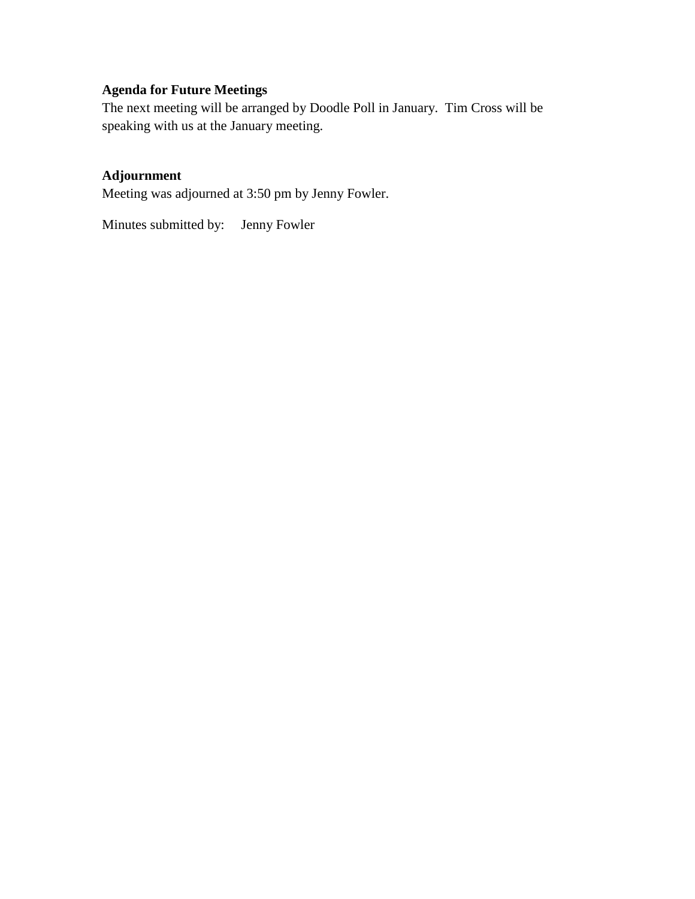**Agenda for Future Meetings**

The next meeting will be arranged by Doodle Poll in January. Tim Cross will be speaking with us at the January meeting.

**Adjournment**

Meeting was adjourned at 3:50 pm by Jenny Fowler.

Minutes submitted by: Jenny Fowler